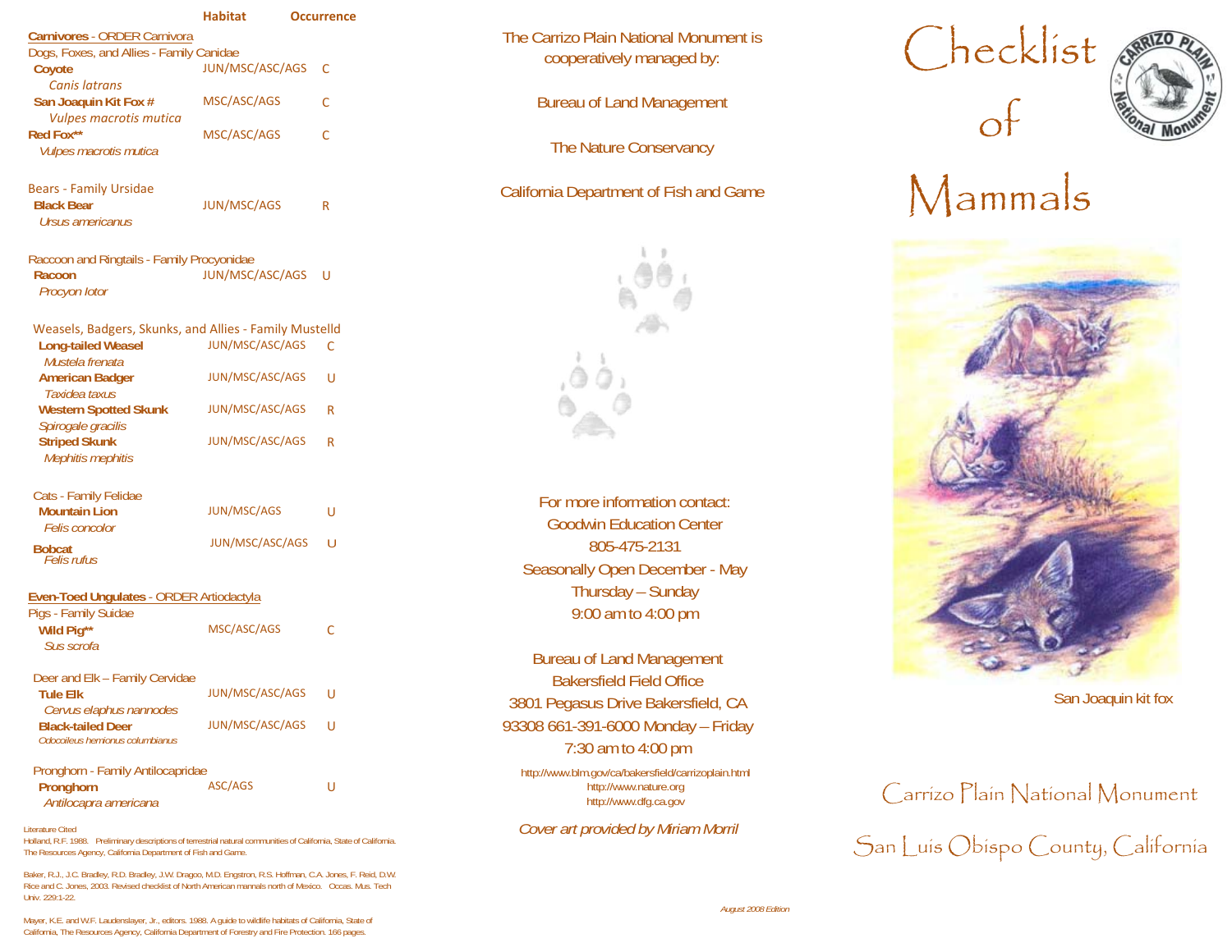# Checklist of Mammals

San Joaquin kit fox

Carrizo Plain National Monument

San Luis Obispo County, California

| | Habitat | Occurrence |
|---|---|---|
| **Carnivores - ORDER Carnivora** | | |
| Dogs, Foxes, and Allies - Family Canidae | | |
| **Coyote** *Canis latrans* | JUN/MSC/ASC/AGS | C |
| **San Joaquin Kit Fox #** *Vulpes macrotis mutica* | MSC/ASC/AGS | C |
| **Red Fox\*\*** *Vulpes macrotis mutica* | MSC/ASC/AGS | C |
| Bears - Family Ursidae | | |
| **Black Bear** *Ursus americanus* | JUN/MSC/AGS | R |
| Raccoon and Ringtails - Family Procyonidae | | |
| **Racoon** *Procyon lotor* | JUN/MSC/ASC/AGS | U |
| Weasels, Badgers, Skunks, and Allies - Family Mustelld | | |
| **Long-tailed Weasel** *Mustela frenata* | JUN/MSC/ASC/AGS | C |
| **American Badger** *Taxidea taxus* | JUN/MSC/ASC/AGS | U |
| **Western Spotted Skunk** *Spirogale gracilis* | JUN/MSC/ASC/AGS | R |
| **Striped Skunk** *Mephitis mephitis* | JUN/MSC/ASC/AGS | R |
| Cats - Family Felidae | | |
| **Mountain Lion** *Felis concolor* | JUN/MSC/AGS | U |
| **Bobcat** *Felis rufus* | JUN/MSC/ASC/AGS | U |
| **Even-Toed Ungulates - ORDER Artiodactyla** | | |
| Pigs - Family Suidae | | |
| **Wild Pig\*\*** *Sus scrofa* | MSC/ASC/AGS | C |
| Deer and Elk – Family Cervidae | | |
| **Tule Elk** *Cervus elaphus nannodes* | JUN/MSC/ASC/AGS | U |
| **Black-tailed Deer** *Odocoileus hemionus columbianus* | JUN/MSC/ASC/AGS | U |
| Pronghorn - Family Antilocapridae | | |
| **Pronghorn** *Antilocapra americana* | ASC/AGS | U |

Literature Cited

Holland, R.F. 1988. Preliminary descriptions of terrestrial natural communities of California, State of California. The Resources Agency, California Department of Fish and Game.

Baker, R.J., J.C. Bradley, R.D. Bradley, J.W. Dragoo, M.D. Engstron, R.S. Hoffman, C.A. Jones, F. Reid, D.W. Rice and C. Jones, 2003. Revised checklist of North American mannals north of Mexico. Occas. Mus. Tech Univ. 229:1-22.

Mayer, K.E. and W.F. Laudenslayer, Jr., editors. 1988. A guide to wildlife habitats of California, State of California, The Resources Agency, California Department of Forestry and Fire Protection. 166 pages.

The Carrizo Plain National Monument is cooperatively managed by:

Bureau of Land Management

The Nature Conservancy

California Department of Fish and Game

For more information contact:
Goodwin Education Center
805-475-2131
Seasonally Open December - May
Thursday – Sunday
9:00 am to 4:00 pm

Bureau of Land Management
Bakersfield Field Office
3801 Pegasus Drive Bakersfield, CA
93308 661-391-6000 Monday – Friday
7:30 am to 4:00 pm

http://www.blm.gov/ca/bakersfield/carrizoplain.html
http://www.nature.org
http://www.dfg.ca.gov

*Cover art provided by Miriam Morril*

*August 2008 Edition*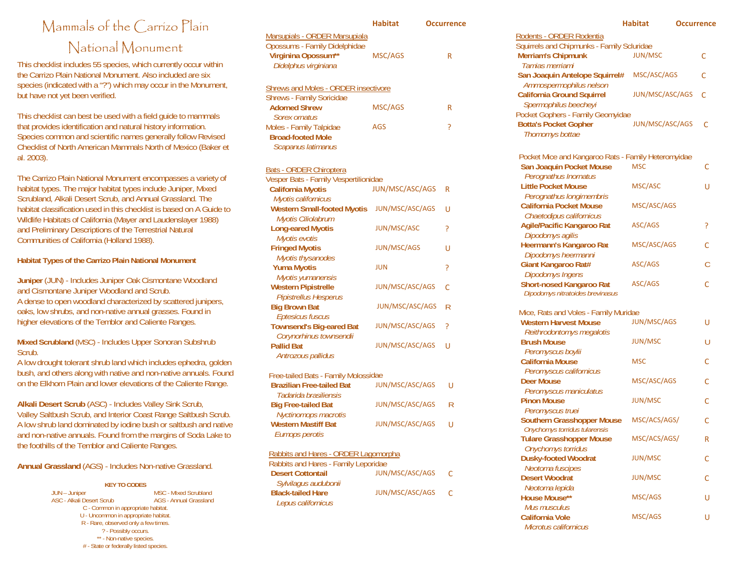# Mammals of the Carrizo Plain National Monument

This checklist includes 55 species, which currently occur within the Carrizo Plain National Monument. Also included are six species (indicated with a "?") which may occur in the Monument, but have not yet been verified.

This checklist can best be used with a field guide to mammals that provides identification and natural history information. Species common and scientific names generally follow Revised Checklist of North American Mammals North of Mexico (Baker et al. 2003).

The Carrizo Plain National Monument encompasses a variety of habitat types. The major habitat types include Juniper, Mixed Scrubland, Alkali Desert Scrub, and Annual Grassland. The habitat classification used in this checklist is based on A Guide to Wildlife Habitats of California (Mayer and Laudenslayer 1988) and Preliminary Descriptions of the Terrestrial Natural Communities of California (Holland 1988).

**Habitat Types of the Carrizo Plain National Monument**

**Juniper** (JUN) - Includes Juniper Oak Cismontane Woodland and Cismontane Juniper Woodland and Scrub.
A dense to open woodland characterized by scattered junipers, oaks, low shrubs, and non-native annual grasses. Found in higher elevations of the Temblor and Caliente Ranges.

**Mixed Scrubland** (MSC) - Includes Upper Sonoran Subshrub Scrub.
A low drought tolerant shrub land which includes ephedra, golden bush, and others along with native and non-native annuals. Found on the Elkhorn Plain and lower elevations of the Caliente Range.

**Alkali Desert Scrub** (ASC) - Includes Valley Sink Scrub, Valley Saltbush Scrub, and Interior Coast Range Saltbush Scrub.
A low shrub land dominated by iodine bush or saltbush and native and non-native annuals. Found from the margins of Soda Lake to the foothills of the Temblor and Caliente Ranges.

**Annual Grassland** (AGS) - Includes Non-native Grassland.

**KEY TO CODES**

JUN – Juniper
MSC - Mixed Scrubland
ASC - Alkali Desert Scrub
AGS - Annual Grassland

C - Common in appropriate habitat.
U - Uncommon in appropriate habitat.
R - Rare, observed only a few times.
? - Possibly occurs.
** - Non-native species.
# - State or federally listed species.

| | Habitat | Occurrence |
|---|---|---|
| Marsupials - ORDER Marsupiala | | |
| Opossums - Family Didelphidae | | |
| **Virginina Opossum**** *Didelphus virginiana* | MSC/AGS | R |
| Shrews and Moles - ORDER insectivore | | |
| Shrews - Family Soricidae | | |
| **Adorned Shrew** *Sorex ornatus* | MSC/AGS | R |
| Moles - Family Talpidae | AGS | ? |
| **Broad-footed Mole** *Scapanus latimanus* | | |
| Bats - ORDER Chiroptera | | |
| Vesper Bats - Family Vespertilionidae | | |
| **California Myotis** *Myotis californicus* | JUN/MSC/ASC/AGS | R |
| **Western Small-footed Myotis** *Myotis Ciliolabrum* | JUN/MSC/ASC/AGS | U |
| **Long-eared Myotis** *Myotis evotis* | JUN/MSC/ASC | ? |
| **Fringed Myotis** *Myotis thysanodes* | JUN/MSC/AGS | U |
| **Yuma Myotis** *Myotis yumanensis* | JUN | ? |
| **Western Pipistrelle** *Pipistrellus Hesperus* | JUN/MSC/ASC/AGS | C |
| **Big Brown Bat** *Eptesicus fuscus* | JUN/MSC/ASC/AGS | R |
| **Townsend's Big-eared Bat** *Corynorhinus townsendii* | JUN/MSC/ASC/AGS | ? |
| **Pallid Bat** *Antrozous pallidus* | JUN/MSC/ASC/AGS | U |
| Free-tailed Bats - Family Molossidae | | |
| **Brazilian Free-tailed Bat** *Tadarida brasiliensis* | JUN/MSC/ASC/AGS | U |
| **Big Free-tailed Bat** *Nyctinomops macrotis* | JUN/MSC/ASC/AGS | R |
| **Western Mastiff Bat** *Eumops perotis* | JUN/MSC/ASC/AGS | U |
| Rabbits and Hares - ORDER Lagomorpha | | |
| Rabbits and Hares - Family Leporidae | | |
| **Desert Cottontail** *Sylvilagus audubonii* | JUN/MSC/ASC/AGS | C |
| **Black-tailed Hare** *Lepus californicus* | JUN/MSC/ASC/AGS | C |

| | Habitat | Occurrence |
|---|---|---|
| Rodents - ORDER Rodentia | | |
| Squirrels and Chipmunks - Family Scluridae | | |
| **Merriam's Chipmunk** *Tamias merriami* | JUN/MSC | C |
| **San Joaquin Antelope Squirrel#** *Ammospermophilus nelson* | MSC/ASC/AGS | C |
| **California Ground Squirrel** *Spermophilus beecheyi* | JUN/MSC/ASC/AGS | C |
| Pocket Gophers - Family Geomyidae | | |
| **Botta's Pocket Gopher** *Thomomys bottae* | JUN/MSC/ASC/AGS | C |
| Pocket Mice and Kangaroo Rats - Family Heteromyidae | | |
| **San Joaquin Pocket Mouse** *Perognathus Inornatus* | MSC | C |
| **Little Pocket Mouse** *Perognathus longimembris* | MSC/ASC | U |
| **California Pocket Mouse** *Chaetodipus californicus* | MSC/ASC/AGS | |
| **Agile/Pacific Kangaroo Rat** *Dipodomys agilis* | ASC/AGS | ? |
| **Heermann's Kangaroo Rat** *Dipodomys heermanni* | MSC/ASC/AGS | C |
| **Giant Kangaroo Rat#** *Dipodomys Ingens* | ASC/AGS | C |
| **Short-nosed Kangaroo Rat** *Dipodomys nitratoides brevinasus* | ASC/AGS | C |
| Mice, Rats and Voles - Family Muridae | | |
| **Western Harvest Mouse** *Reithrodontomys megalotis* | JUN/MSC/AGS | U |
| **Brush Mouse** *Peromyscus boylii* | JUN/MSC | U |
| **California Mouse** *Peromyscus californicus* | MSC | C |
| **Deer Mouse** *Peromyscus maniculatus* | MSC/ASC/AGS | C |
| **Pinon Mouse** *Peromyscus truei* | JUN/MSC | C |
| **Southern Grasshopper Mouse** *Onychomys torridus tularensis* | MSC/ACS/AGS/ | C |
| **Tulare Grasshopper Mouse** *Onychomys torridus* | MSC/ACS/AGS/ | R |
| **Dusky-footed Woodrat** *Neotoma fuscipes* | JUN/MSC | C |
| **Desert Woodrat** *Neotoma lepida* | JUN/MSC | C |
| **House Mouse**** *Mus musculus* | MSC/AGS | U |
| **California Vole** *Microtus californicus* | MSC/AGS | U |